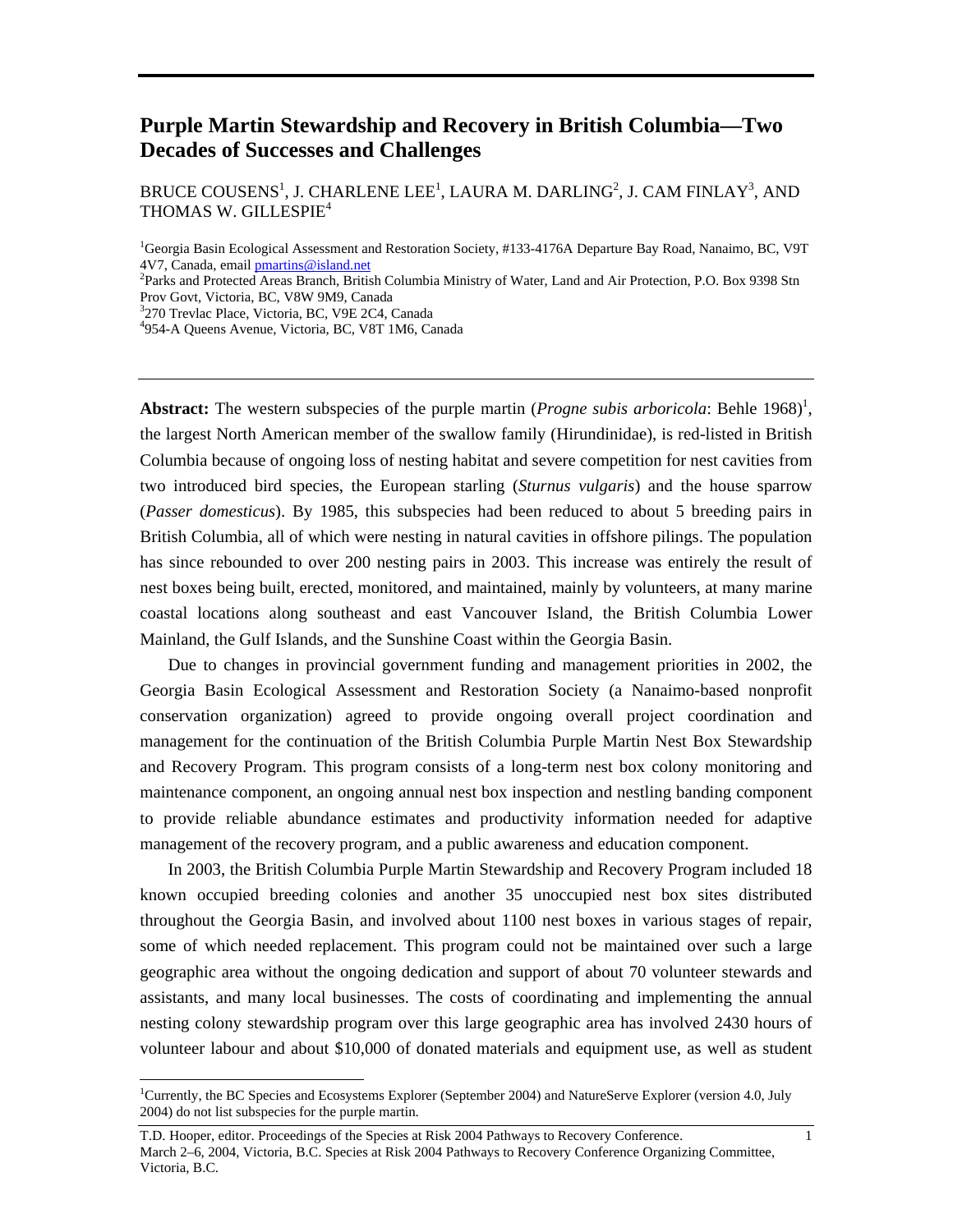# Purple Martin Stewardship and Recovery in British Columbia—Two Decades of Successes and Challenges

BRUCE COUSENS[1], J. CHARLENE LEE[1], LAURA M. DARLING[2], J. CAM FINLAY[3], AND THOMAS W. GILLESPIE[4]

[1]Georgia Basin Ecological Assessment and Restoration Society, #133-4176A Departure Bay Road, Nanaimo, BC, V9T 4V7, Canada, email pmartins@island.net

[2]Parks and Protected Areas Branch, British Columbia Ministry of Water, Land and Air Protection, P.O. Box 9398 Stn Prov Govt, Victoria, BC, V8W 9M9, Canada

[3]270 Trevlac Place, Victoria, BC, V9E 2C4, Canada

[4]954-A Queens Avenue, Victoria, BC, V8T 1M6, Canada

---

**Abstract:** The western subspecies of the purple martin (*Progne subis arboricola*: Behle 1968)[1], the largest North American member of the swallow family (Hirundinidae), is red-listed in British Columbia because of ongoing loss of nesting habitat and severe competition for nest cavities from two introduced bird species, the European starling (*Sturnus vulgaris*) and the house sparrow (*Passer domesticus*). By 1985, this subspecies had been reduced to about 5 breeding pairs in British Columbia, all of which were nesting in natural cavities in offshore pilings. The population has since rebounded to over 200 nesting pairs in 2003. This increase was entirely the result of nest boxes being built, erected, monitored, and maintained, mainly by volunteers, at many marine coastal locations along southeast and east Vancouver Island, the British Columbia Lower Mainland, the Gulf Islands, and the Sunshine Coast within the Georgia Basin.

Due to changes in provincial government funding and management priorities in 2002, the Georgia Basin Ecological Assessment and Restoration Society (a Nanaimo-based nonprofit conservation organization) agreed to provide ongoing overall project coordination and management for the continuation of the British Columbia Purple Martin Nest Box Stewardship and Recovery Program. This program consists of a long-term nest box colony monitoring and maintenance component, an ongoing annual nest box inspection and nestling banding component to provide reliable abundance estimates and productivity information needed for adaptive management of the recovery program, and a public awareness and education component.

In 2003, the British Columbia Purple Martin Stewardship and Recovery Program included 18 known occupied breeding colonies and another 35 unoccupied nest box sites distributed throughout the Georgia Basin, and involved about 1100 nest boxes in various stages of repair, some of which needed replacement. This program could not be maintained over such a large geographic area without the ongoing dedication and support of about 70 volunteer stewards and assistants, and many local businesses. The costs of coordinating and implementing the annual nesting colony stewardship program over this large geographic area has involved 2430 hours of volunteer labour and about $10,000 of donated materials and equipment use, as well as student

---

[1]Currently, the BC Species and Ecosystems Explorer (September 2004) and NatureServe Explorer (version 4.0, July 2004) do not list subspecies for the purple martin.

T.D. Hooper, editor. Proceedings of the Species at Risk 2004 Pathways to Recovery Conference. March 2–6, 2004, Victoria, B.C. Species at Risk 2004 Pathways to Recovery Conference Organizing Committee, Victoria, B.C.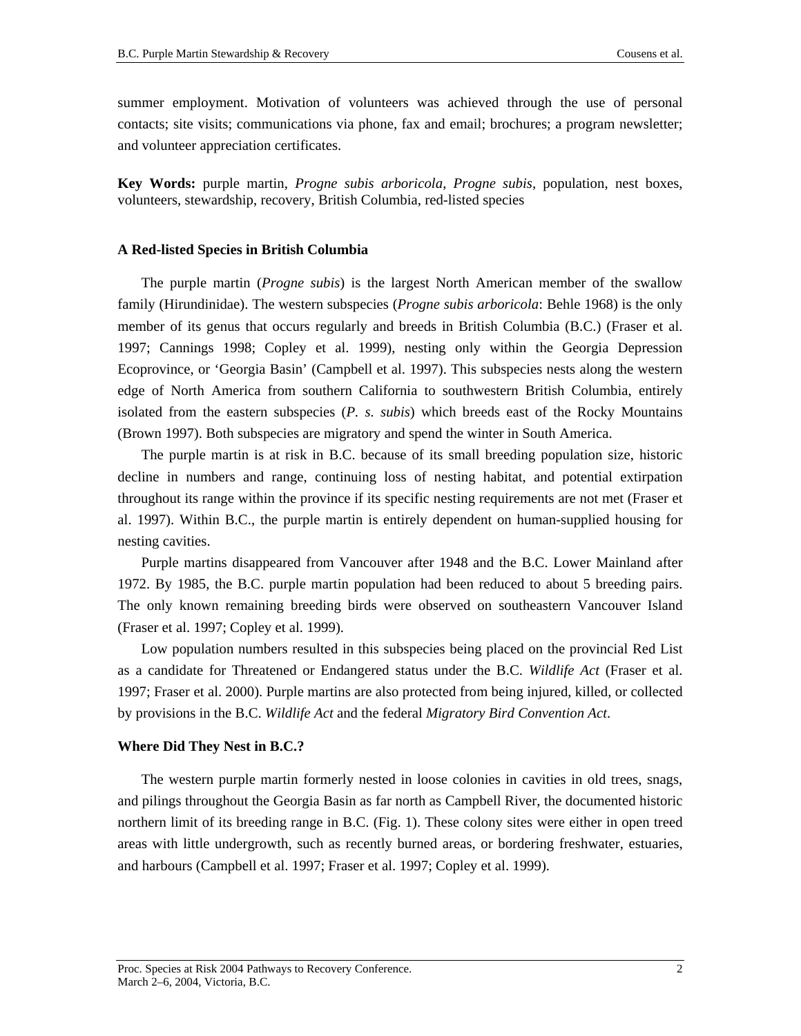summer employment. Motivation of volunteers was achieved through the use of personal contacts; site visits; communications via phone, fax and email; brochures; a program newsletter; and volunteer appreciation certificates.

**Key Words:** purple martin, *Progne subis arboricola*, *Progne subis*, population, nest boxes, volunteers, stewardship, recovery, British Columbia, red-listed species

## A Red-listed Species in British Columbia

The purple martin (*Progne subis*) is the largest North American member of the swallow family (Hirundinidae). The western subspecies (*Progne subis arboricola*: Behle 1968) is the only member of its genus that occurs regularly and breeds in British Columbia (B.C.) (Fraser et al. 1997; Cannings 1998; Copley et al. 1999), nesting only within the Georgia Depression Ecoprovince, or 'Georgia Basin' (Campbell et al. 1997). This subspecies nests along the western edge of North America from southern California to southwestern British Columbia, entirely isolated from the eastern subspecies (*P. s. subis*) which breeds east of the Rocky Mountains (Brown 1997). Both subspecies are migratory and spend the winter in South America.

The purple martin is at risk in B.C. because of its small breeding population size, historic decline in numbers and range, continuing loss of nesting habitat, and potential extirpation throughout its range within the province if its specific nesting requirements are not met (Fraser et al. 1997). Within B.C., the purple martin is entirely dependent on human-supplied housing for nesting cavities.

Purple martins disappeared from Vancouver after 1948 and the B.C. Lower Mainland after 1972. By 1985, the B.C. purple martin population had been reduced to about 5 breeding pairs. The only known remaining breeding birds were observed on southeastern Vancouver Island (Fraser et al. 1997; Copley et al. 1999).

Low population numbers resulted in this subspecies being placed on the provincial Red List as a candidate for Threatened or Endangered status under the B.C. *Wildlife Act* (Fraser et al. 1997; Fraser et al. 2000). Purple martins are also protected from being injured, killed, or collected by provisions in the B.C. *Wildlife Act* and the federal *Migratory Bird Convention Act*.

## Where Did They Nest in B.C.?

The western purple martin formerly nested in loose colonies in cavities in old trees, snags, and pilings throughout the Georgia Basin as far north as Campbell River, the documented historic northern limit of its breeding range in B.C. (Fig. 1). These colony sites were either in open treed areas with little undergrowth, such as recently burned areas, or bordering freshwater, estuaries, and harbours (Campbell et al. 1997; Fraser et al. 1997; Copley et al. 1999).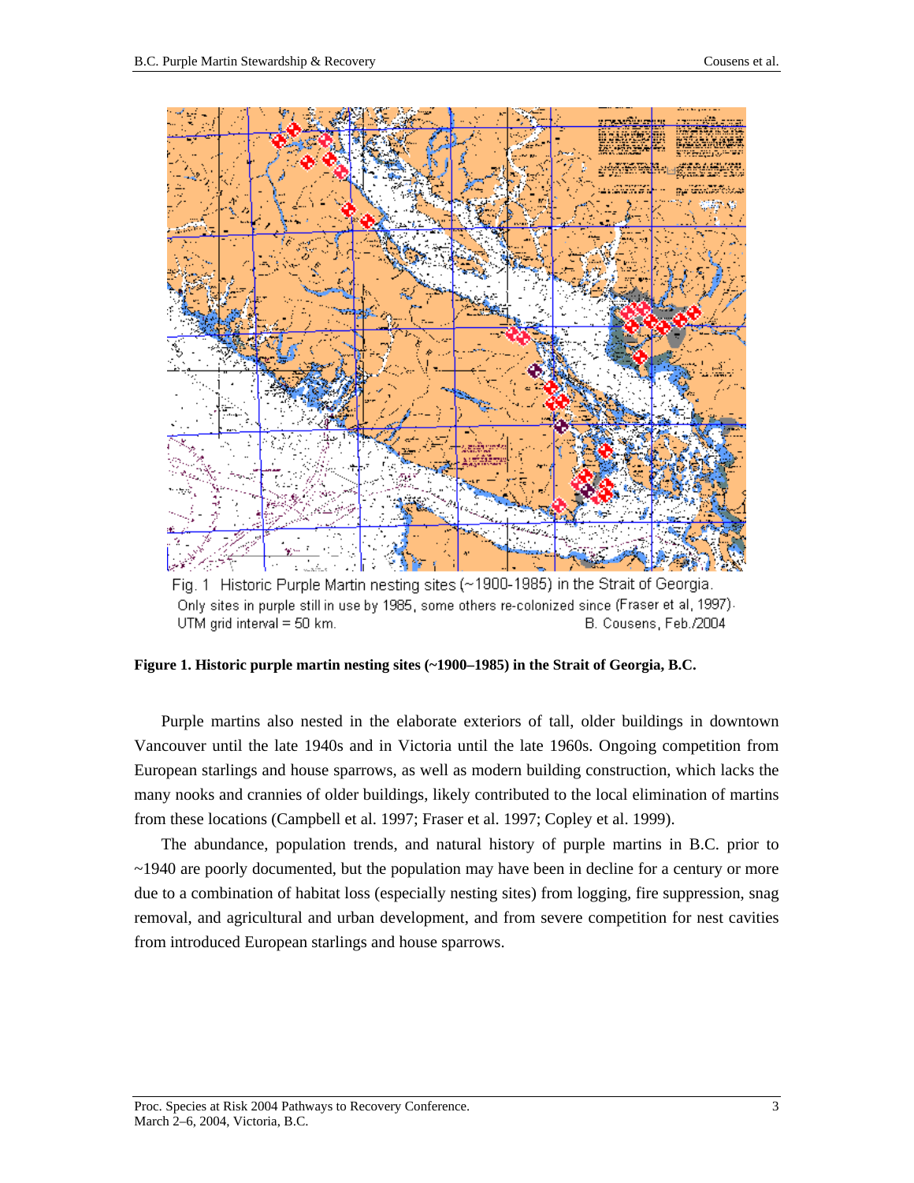Fig. 1 Historic Purple Martin nesting sites (~1900-1985) in the Strait of Georgia.
Only sites in purple still in use by 1985, some others re-colonized since (Fraser et al, 1997).
UTM grid interval = 50 km. B. Cousens, Feb./2004

**Figure 1. Historic purple martin nesting sites (~1900–1985) in the Strait of Georgia, B.C.**

Purple martins also nested in the elaborate exteriors of tall, older buildings in downtown Vancouver until the late 1940s and in Victoria until the late 1960s. Ongoing competition from European starlings and house sparrows, as well as modern building construction, which lacks the many nooks and crannies of older buildings, likely contributed to the local elimination of martins from these locations (Campbell et al. 1997; Fraser et al. 1997; Copley et al. 1999).

The abundance, population trends, and natural history of purple martins in B.C. prior to ~1940 are poorly documented, but the population may have been in decline for a century or more due to a combination of habitat loss (especially nesting sites) from logging, fire suppression, snag removal, and agricultural and urban development, and from severe competition for nest cavities from introduced European starlings and house sparrows.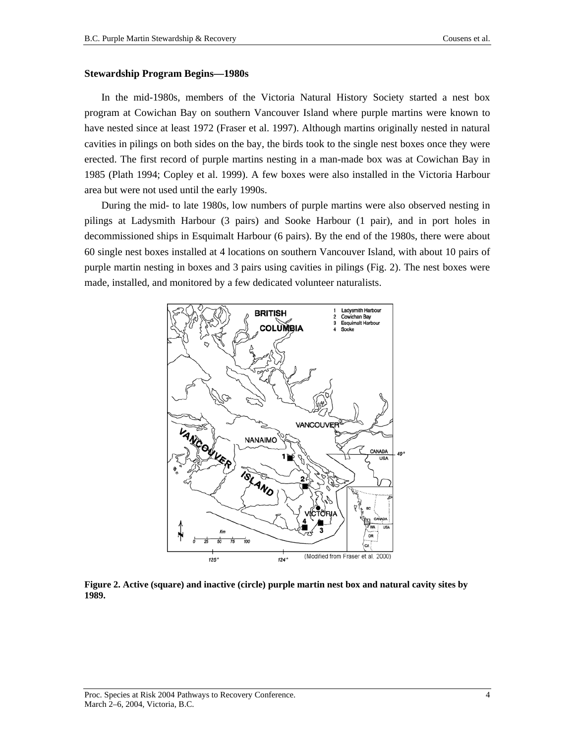## Stewardship Program Begins—1980s

In the mid-1980s, members of the Victoria Natural History Society started a nest box program at Cowichan Bay on southern Vancouver Island where purple martins were known to have nested since at least 1972 (Fraser et al. 1997). Although martins originally nested in natural cavities in pilings on both sides on the bay, the birds took to the single nest boxes once they were erected. The first record of purple martins nesting in a man-made box was at Cowichan Bay in 1985 (Plath 1994; Copley et al. 1999). A few boxes were also installed in the Victoria Harbour area but were not used until the early 1990s.

During the mid- to late 1980s, low numbers of purple martins were also observed nesting in pilings at Ladysmith Harbour (3 pairs) and Sooke Harbour (1 pair), and in port holes in decommissioned ships in Esquimalt Harbour (6 pairs). By the end of the 1980s, there were about 60 single nest boxes installed at 4 locations on southern Vancouver Island, with about 10 pairs of purple martin nesting in boxes and 3 pairs using cavities in pilings (Fig. 2). The nest boxes were made, installed, and monitored by a few dedicated volunteer naturalists.

**Figure 2. Active (square) and inactive (circle) purple martin nest box and natural cavity sites by 1989.**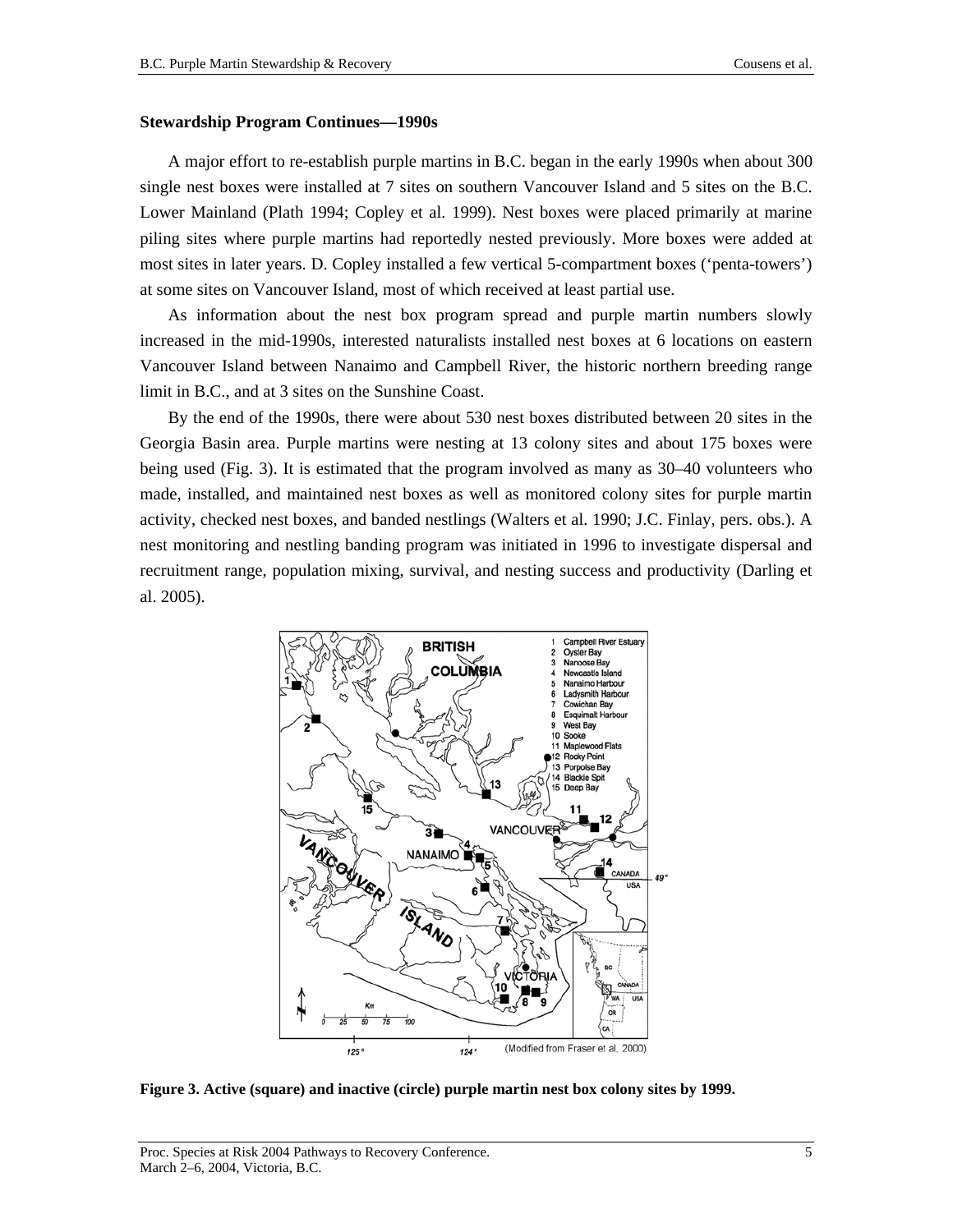**Stewardship Program Continues—1990s**

A major effort to re-establish purple martins in B.C. began in the early 1990s when about 300 single nest boxes were installed at 7 sites on southern Vancouver Island and 5 sites on the B.C. Lower Mainland (Plath 1994; Copley et al. 1999). Nest boxes were placed primarily at marine piling sites where purple martins had reportedly nested previously. More boxes were added at most sites in later years. D. Copley installed a few vertical 5-compartment boxes ('penta-towers') at some sites on Vancouver Island, most of which received at least partial use.

As information about the nest box program spread and purple martin numbers slowly increased in the mid-1990s, interested naturalists installed nest boxes at 6 locations on eastern Vancouver Island between Nanaimo and Campbell River, the historic northern breeding range limit in B.C., and at 3 sites on the Sunshine Coast.

By the end of the 1990s, there were about 530 nest boxes distributed between 20 sites in the Georgia Basin area. Purple martins were nesting at 13 colony sites and about 175 boxes were being used (Fig. 3). It is estimated that the program involved as many as 30–40 volunteers who made, installed, and maintained nest boxes as well as monitored colony sites for purple martin activity, checked nest boxes, and banded nestlings (Walters et al. 1990; J.C. Finlay, pers. obs.). A nest monitoring and nestling banding program was initiated in 1996 to investigate dispersal and recruitment range, population mixing, survival, and nesting success and productivity (Darling et al. 2005).

**Figure 3. Active (square) and inactive (circle) purple martin nest box colony sites by 1999.**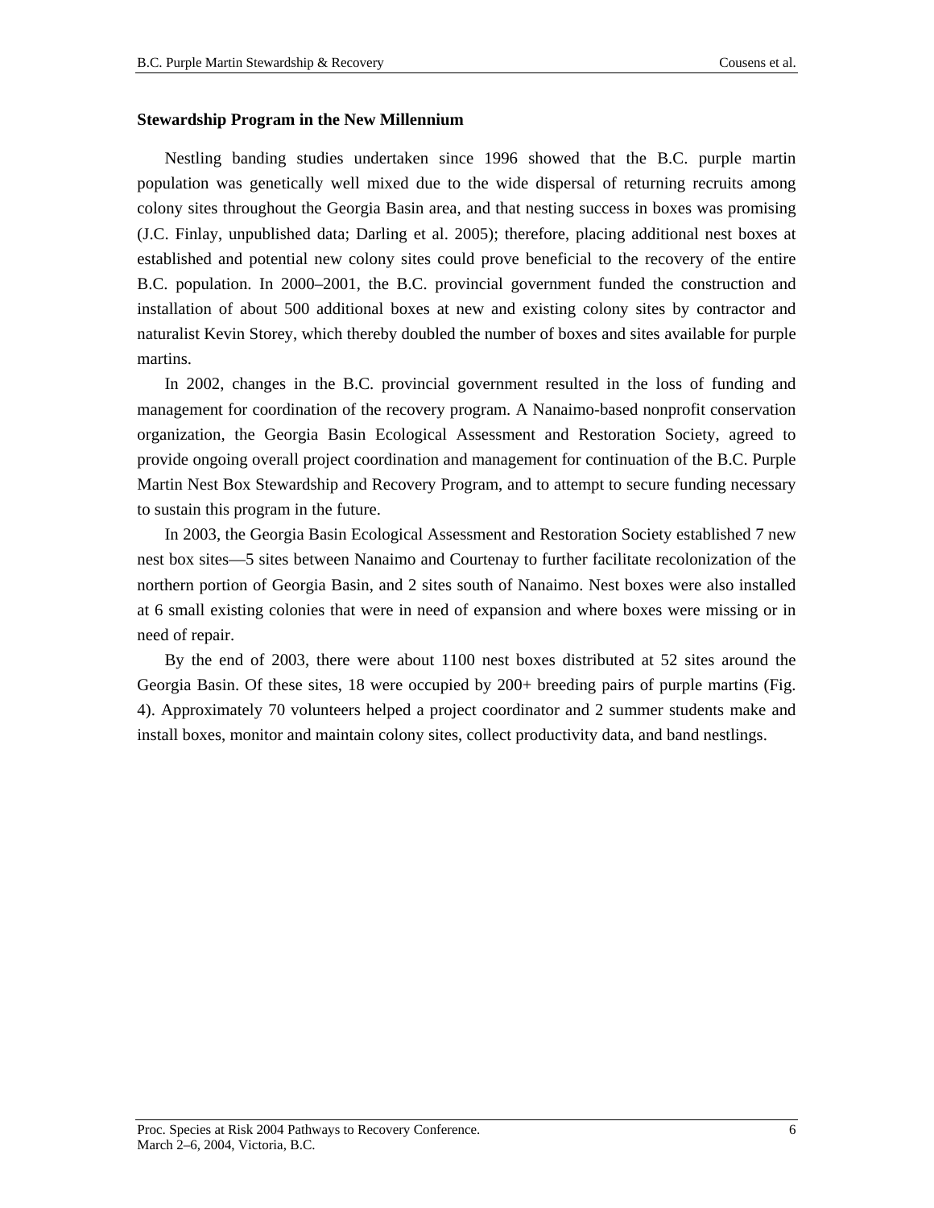**Stewardship Program in the New Millennium**

Nestling banding studies undertaken since 1996 showed that the B.C. purple martin population was genetically well mixed due to the wide dispersal of returning recruits among colony sites throughout the Georgia Basin area, and that nesting success in boxes was promising (J.C. Finlay, unpublished data; Darling et al. 2005); therefore, placing additional nest boxes at established and potential new colony sites could prove beneficial to the recovery of the entire B.C. population. In 2000–2001, the B.C. provincial government funded the construction and installation of about 500 additional boxes at new and existing colony sites by contractor and naturalist Kevin Storey, which thereby doubled the number of boxes and sites available for purple martins.

In 2002, changes in the B.C. provincial government resulted in the loss of funding and management for coordination of the recovery program. A Nanaimo-based nonprofit conservation organization, the Georgia Basin Ecological Assessment and Restoration Society, agreed to provide ongoing overall project coordination and management for continuation of the B.C. Purple Martin Nest Box Stewardship and Recovery Program, and to attempt to secure funding necessary to sustain this program in the future.

In 2003, the Georgia Basin Ecological Assessment and Restoration Society established 7 new nest box sites—5 sites between Nanaimo and Courtenay to further facilitate recolonization of the northern portion of Georgia Basin, and 2 sites south of Nanaimo. Nest boxes were also installed at 6 small existing colonies that were in need of expansion and where boxes were missing or in need of repair.

By the end of 2003, there were about 1100 nest boxes distributed at 52 sites around the Georgia Basin. Of these sites, 18 were occupied by 200+ breeding pairs of purple martins (Fig. 4). Approximately 70 volunteers helped a project coordinator and 2 summer students make and install boxes, monitor and maintain colony sites, collect productivity data, and band nestlings.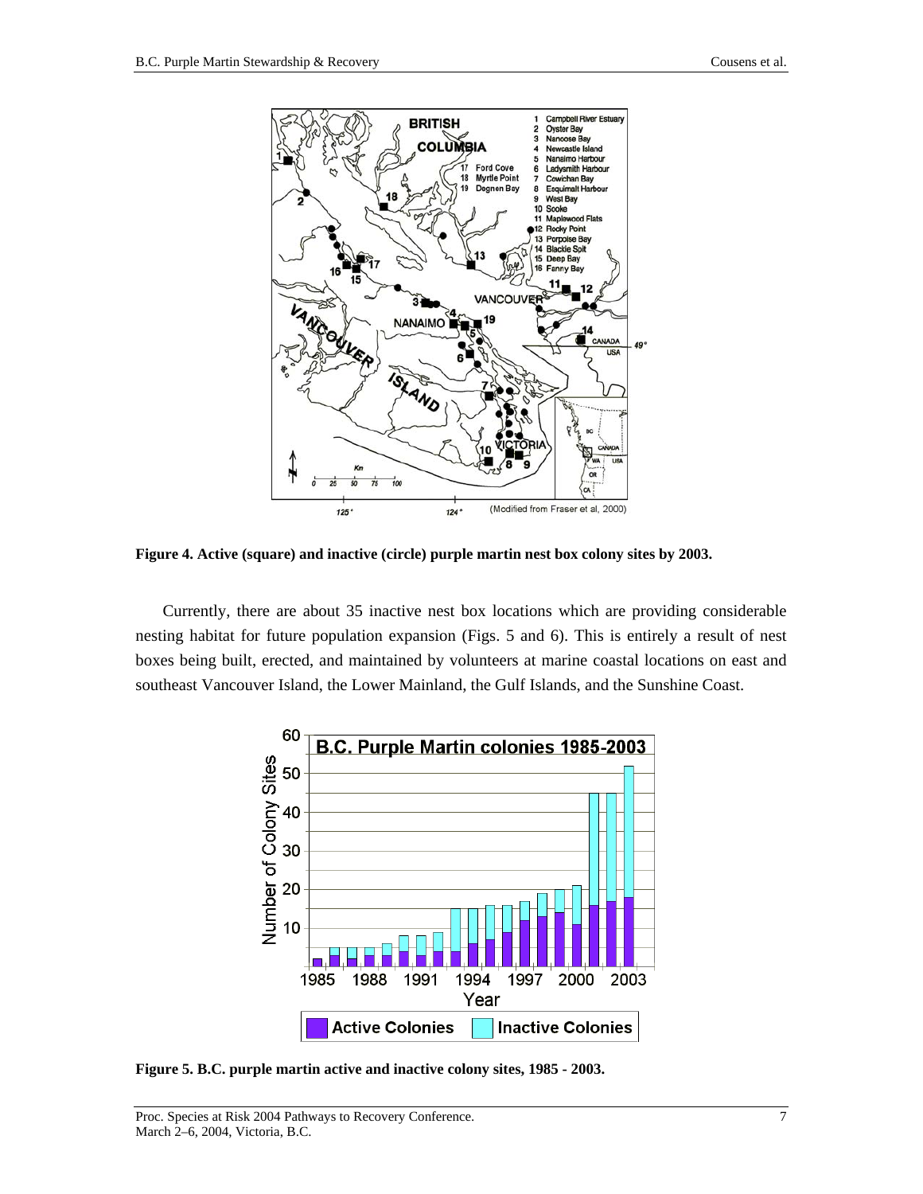**Figure 4. Active (square) and inactive (circle) purple martin nest box colony sites by 2003.**

Currently, there are about 35 inactive nest box locations which are providing considerable nesting habitat for future population expansion (Figs. 5 and 6). This is entirely a result of nest boxes being built, erected, and maintained by volunteers at marine coastal locations on east and southeast Vancouver Island, the Lower Mainland, the Gulf Islands, and the Sunshine Coast.

**Figure 5. B.C. purple martin active and inactive colony sites, 1985 - 2003.**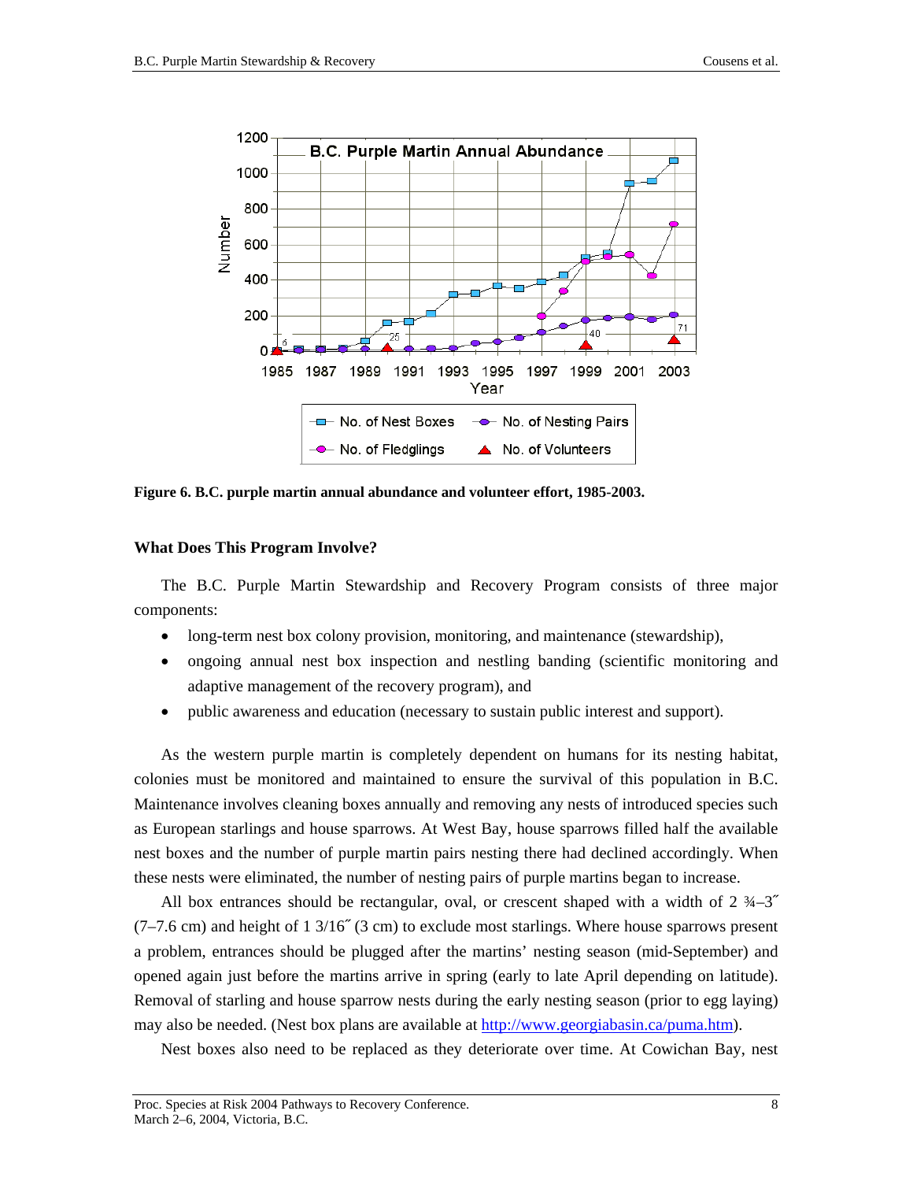Figure 6. B.C. purple martin annual abundance and volunteer effort, 1985-2003.

### What Does This Program Involve?

The B.C. Purple Martin Stewardship and Recovery Program consists of three major components:

- long-term nest box colony provision, monitoring, and maintenance (stewardship),
- ongoing annual nest box inspection and nestling banding (scientific monitoring and adaptive management of the recovery program), and
- public awareness and education (necessary to sustain public interest and support).

As the western purple martin is completely dependent on humans for its nesting habitat, colonies must be monitored and maintained to ensure the survival of this population in B.C. Maintenance involves cleaning boxes annually and removing any nests of introduced species such as European starlings and house sparrows. At West Bay, house sparrows filled half the available nest boxes and the number of purple martin pairs nesting there had declined accordingly. When these nests were eliminated, the number of nesting pairs of purple martins began to increase.

All box entrances should be rectangular, oval, or crescent shaped with a width of 2 ¾–3″ (7–7.6 cm) and height of 1 3/16″ (3 cm) to exclude most starlings. Where house sparrows present a problem, entrances should be plugged after the martins' nesting season (mid-September) and opened again just before the martins arrive in spring (early to late April depending on latitude). Removal of starling and house sparrow nests during the early nesting season (prior to egg laying) may also be needed. (Nest box plans are available at http://www.georgiabasin.ca/puma.htm).

Nest boxes also need to be replaced as they deteriorate over time. At Cowichan Bay, nest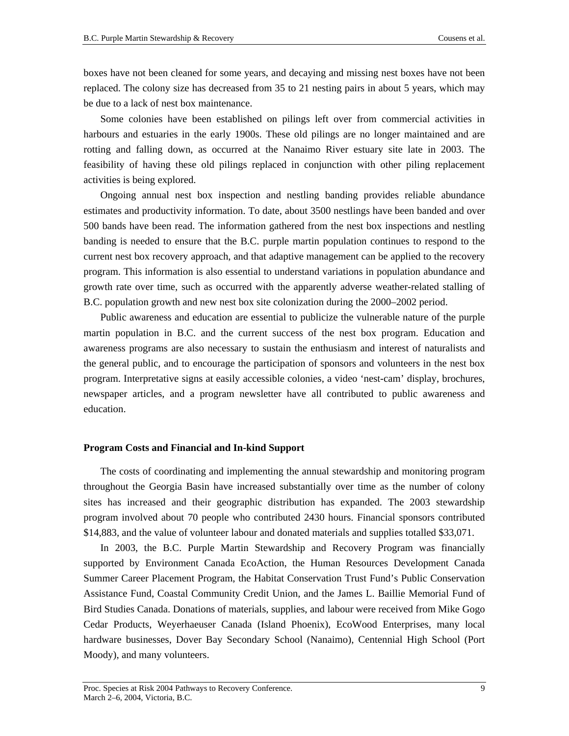boxes have not been cleaned for some years, and decaying and missing nest boxes have not been replaced. The colony size has decreased from 35 to 21 nesting pairs in about 5 years, which may be due to a lack of nest box maintenance.

Some colonies have been established on pilings left over from commercial activities in harbours and estuaries in the early 1900s. These old pilings are no longer maintained and are rotting and falling down, as occurred at the Nanaimo River estuary site late in 2003. The feasibility of having these old pilings replaced in conjunction with other piling replacement activities is being explored.

Ongoing annual nest box inspection and nestling banding provides reliable abundance estimates and productivity information. To date, about 3500 nestlings have been banded and over 500 bands have been read. The information gathered from the nest box inspections and nestling banding is needed to ensure that the B.C. purple martin population continues to respond to the current nest box recovery approach, and that adaptive management can be applied to the recovery program. This information is also essential to understand variations in population abundance and growth rate over time, such as occurred with the apparently adverse weather-related stalling of B.C. population growth and new nest box site colonization during the 2000–2002 period.

Public awareness and education are essential to publicize the vulnerable nature of the purple martin population in B.C. and the current success of the nest box program. Education and awareness programs are also necessary to sustain the enthusiasm and interest of naturalists and the general public, and to encourage the participation of sponsors and volunteers in the nest box program. Interpretative signs at easily accessible colonies, a video 'nest-cam' display, brochures, newspaper articles, and a program newsletter have all contributed to public awareness and education.

**Program Costs and Financial and In-kind Support**

The costs of coordinating and implementing the annual stewardship and monitoring program throughout the Georgia Basin have increased substantially over time as the number of colony sites has increased and their geographic distribution has expanded. The 2003 stewardship program involved about 70 people who contributed 2430 hours. Financial sponsors contributed $14,883, and the value of volunteer labour and donated materials and supplies totalled $33,071.

In 2003, the B.C. Purple Martin Stewardship and Recovery Program was financially supported by Environment Canada EcoAction, the Human Resources Development Canada Summer Career Placement Program, the Habitat Conservation Trust Fund's Public Conservation Assistance Fund, Coastal Community Credit Union, and the James L. Baillie Memorial Fund of Bird Studies Canada. Donations of materials, supplies, and labour were received from Mike Gogo Cedar Products, Weyerhaeuser Canada (Island Phoenix), EcoWood Enterprises, many local hardware businesses, Dover Bay Secondary School (Nanaimo), Centennial High School (Port Moody), and many volunteers.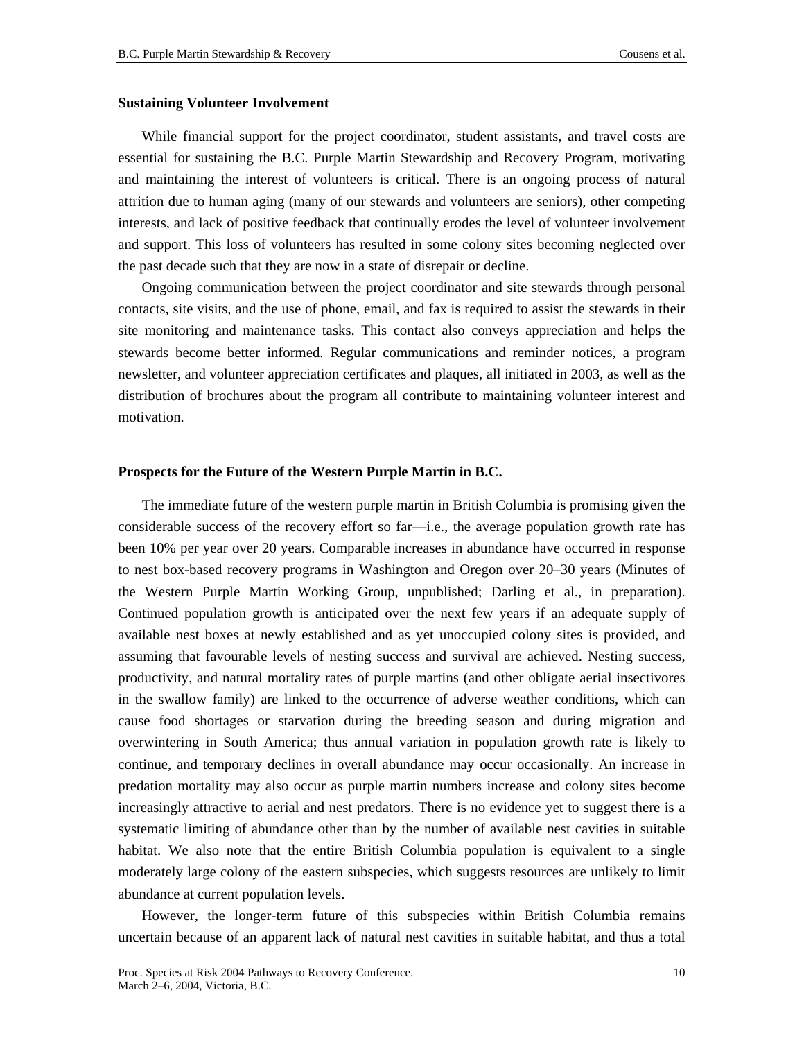**Sustaining Volunteer Involvement**

While financial support for the project coordinator, student assistants, and travel costs are essential for sustaining the B.C. Purple Martin Stewardship and Recovery Program, motivating and maintaining the interest of volunteers is critical. There is an ongoing process of natural attrition due to human aging (many of our stewards and volunteers are seniors), other competing interests, and lack of positive feedback that continually erodes the level of volunteer involvement and support. This loss of volunteers has resulted in some colony sites becoming neglected over the past decade such that they are now in a state of disrepair or decline.

Ongoing communication between the project coordinator and site stewards through personal contacts, site visits, and the use of phone, email, and fax is required to assist the stewards in their site monitoring and maintenance tasks. This contact also conveys appreciation and helps the stewards become better informed. Regular communications and reminder notices, a program newsletter, and volunteer appreciation certificates and plaques, all initiated in 2003, as well as the distribution of brochures about the program all contribute to maintaining volunteer interest and motivation.

**Prospects for the Future of the Western Purple Martin in B.C.**

The immediate future of the western purple martin in British Columbia is promising given the considerable success of the recovery effort so far—i.e., the average population growth rate has been 10% per year over 20 years. Comparable increases in abundance have occurred in response to nest box-based recovery programs in Washington and Oregon over 20–30 years (Minutes of the Western Purple Martin Working Group, unpublished; Darling et al., in preparation). Continued population growth is anticipated over the next few years if an adequate supply of available nest boxes at newly established and as yet unoccupied colony sites is provided, and assuming that favourable levels of nesting success and survival are achieved. Nesting success, productivity, and natural mortality rates of purple martins (and other obligate aerial insectivores in the swallow family) are linked to the occurrence of adverse weather conditions, which can cause food shortages or starvation during the breeding season and during migration and overwintering in South America; thus annual variation in population growth rate is likely to continue, and temporary declines in overall abundance may occur occasionally. An increase in predation mortality may also occur as purple martin numbers increase and colony sites become increasingly attractive to aerial and nest predators. There is no evidence yet to suggest there is a systematic limiting of abundance other than by the number of available nest cavities in suitable habitat. We also note that the entire British Columbia population is equivalent to a single moderately large colony of the eastern subspecies, which suggests resources are unlikely to limit abundance at current population levels.

However, the longer-term future of this subspecies within British Columbia remains uncertain because of an apparent lack of natural nest cavities in suitable habitat, and thus a total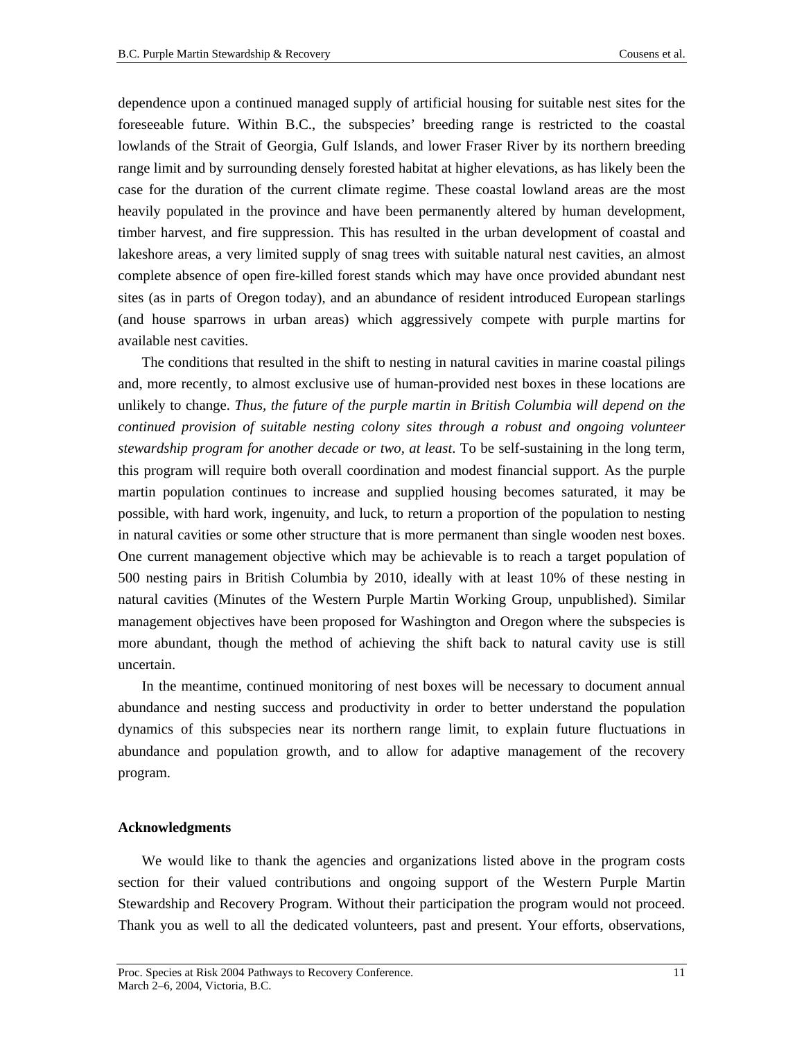dependence upon a continued managed supply of artificial housing for suitable nest sites for the foreseeable future. Within B.C., the subspecies' breeding range is restricted to the coastal lowlands of the Strait of Georgia, Gulf Islands, and lower Fraser River by its northern breeding range limit and by surrounding densely forested habitat at higher elevations, as has likely been the case for the duration of the current climate regime. These coastal lowland areas are the most heavily populated in the province and have been permanently altered by human development, timber harvest, and fire suppression. This has resulted in the urban development of coastal and lakeshore areas, a very limited supply of snag trees with suitable natural nest cavities, an almost complete absence of open fire-killed forest stands which may have once provided abundant nest sites (as in parts of Oregon today), and an abundance of resident introduced European starlings (and house sparrows in urban areas) which aggressively compete with purple martins for available nest cavities.

The conditions that resulted in the shift to nesting in natural cavities in marine coastal pilings and, more recently, to almost exclusive use of human-provided nest boxes in these locations are unlikely to change. *Thus, the future of the purple martin in British Columbia will depend on the continued provision of suitable nesting colony sites through a robust and ongoing volunteer stewardship program for another decade or two, at least*. To be self-sustaining in the long term, this program will require both overall coordination and modest financial support. As the purple martin population continues to increase and supplied housing becomes saturated, it may be possible, with hard work, ingenuity, and luck, to return a proportion of the population to nesting in natural cavities or some other structure that is more permanent than single wooden nest boxes. One current management objective which may be achievable is to reach a target population of 500 nesting pairs in British Columbia by 2010, ideally with at least 10% of these nesting in natural cavities (Minutes of the Western Purple Martin Working Group, unpublished). Similar management objectives have been proposed for Washington and Oregon where the subspecies is more abundant, though the method of achieving the shift back to natural cavity use is still uncertain.

In the meantime, continued monitoring of nest boxes will be necessary to document annual abundance and nesting success and productivity in order to better understand the population dynamics of this subspecies near its northern range limit, to explain future fluctuations in abundance and population growth, and to allow for adaptive management of the recovery program.

## Acknowledgments

We would like to thank the agencies and organizations listed above in the program costs section for their valued contributions and ongoing support of the Western Purple Martin Stewardship and Recovery Program. Without their participation the program would not proceed. Thank you as well to all the dedicated volunteers, past and present. Your efforts, observations,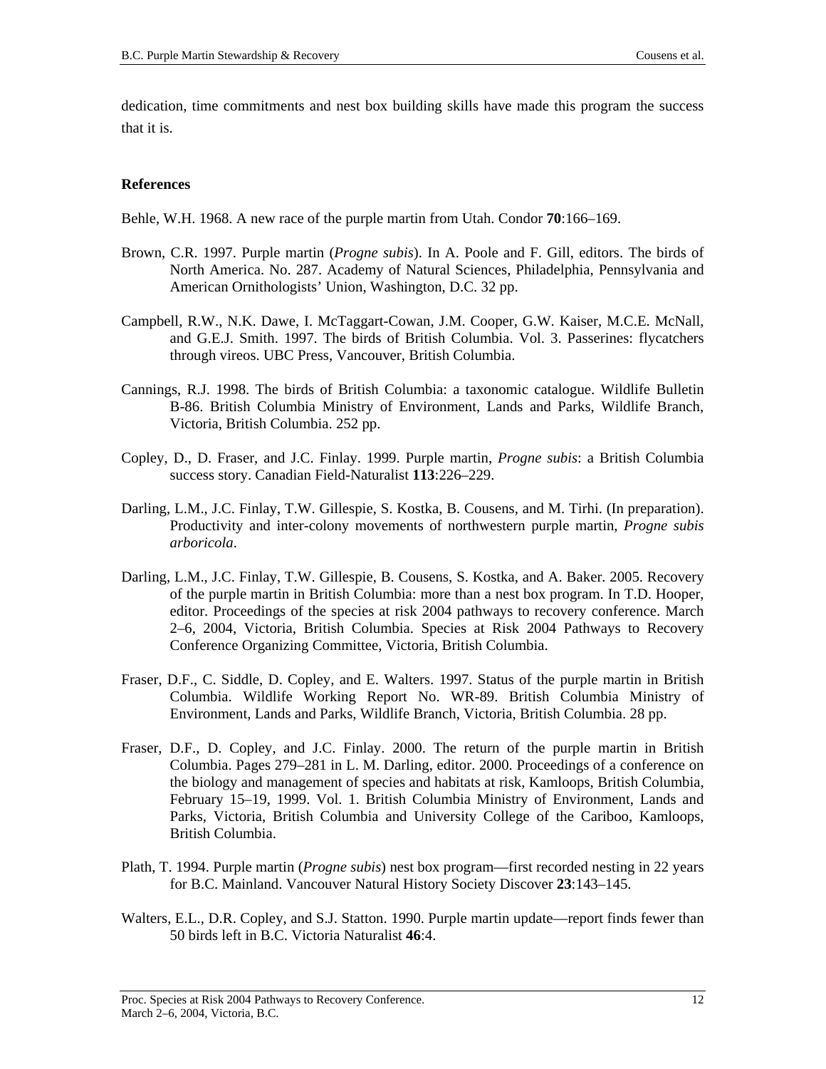dedication, time commitments and nest box building skills have made this program the success that it is.

### References

Behle, W.H. 1968. A new race of the purple martin from Utah. Condor **70**:166–169.

Brown, C.R. 1997. Purple martin (*Progne subis*). In A. Poole and F. Gill, editors. The birds of North America. No. 287. Academy of Natural Sciences, Philadelphia, Pennsylvania and American Ornithologists' Union, Washington, D.C. 32 pp.

Campbell, R.W., N.K. Dawe, I. McTaggart-Cowan, J.M. Cooper, G.W. Kaiser, M.C.E. McNall, and G.E.J. Smith. 1997. The birds of British Columbia. Vol. 3. Passerines: flycatchers through vireos. UBC Press, Vancouver, British Columbia.

Cannings, R.J. 1998. The birds of British Columbia: a taxonomic catalogue. Wildlife Bulletin B-86. British Columbia Ministry of Environment, Lands and Parks, Wildlife Branch, Victoria, British Columbia. 252 pp.

Copley, D., D. Fraser, and J.C. Finlay. 1999. Purple martin, *Progne subis*: a British Columbia success story. Canadian Field-Naturalist **113**:226–229.

Darling, L.M., J.C. Finlay, T.W. Gillespie, S. Kostka, B. Cousens, and M. Tirhi. (In preparation). Productivity and inter-colony movements of northwestern purple martin, *Progne subis arboricola*.

Darling, L.M., J.C. Finlay, T.W. Gillespie, B. Cousens, S. Kostka, and A. Baker. 2005. Recovery of the purple martin in British Columbia: more than a nest box program. In T.D. Hooper, editor. Proceedings of the species at risk 2004 pathways to recovery conference. March 2–6, 2004, Victoria, British Columbia. Species at Risk 2004 Pathways to Recovery Conference Organizing Committee, Victoria, British Columbia.

Fraser, D.F., C. Siddle, D. Copley, and E. Walters. 1997. Status of the purple martin in British Columbia. Wildlife Working Report No. WR-89. British Columbia Ministry of Environment, Lands and Parks, Wildlife Branch, Victoria, British Columbia. 28 pp.

Fraser, D.F., D. Copley, and J.C. Finlay. 2000. The return of the purple martin in British Columbia. Pages 279–281 in L. M. Darling, editor. 2000. Proceedings of a conference on the biology and management of species and habitats at risk, Kamloops, British Columbia, February 15–19, 1999. Vol. 1. British Columbia Ministry of Environment, Lands and Parks, Victoria, British Columbia and University College of the Cariboo, Kamloops, British Columbia.

Plath, T. 1994. Purple martin (*Progne subis*) nest box program—first recorded nesting in 22 years for B.C. Mainland. Vancouver Natural History Society Discover **23**:143–145.

Walters, E.L., D.R. Copley, and S.J. Statton. 1990. Purple martin update—report finds fewer than 50 birds left in B.C. Victoria Naturalist **46**:4.